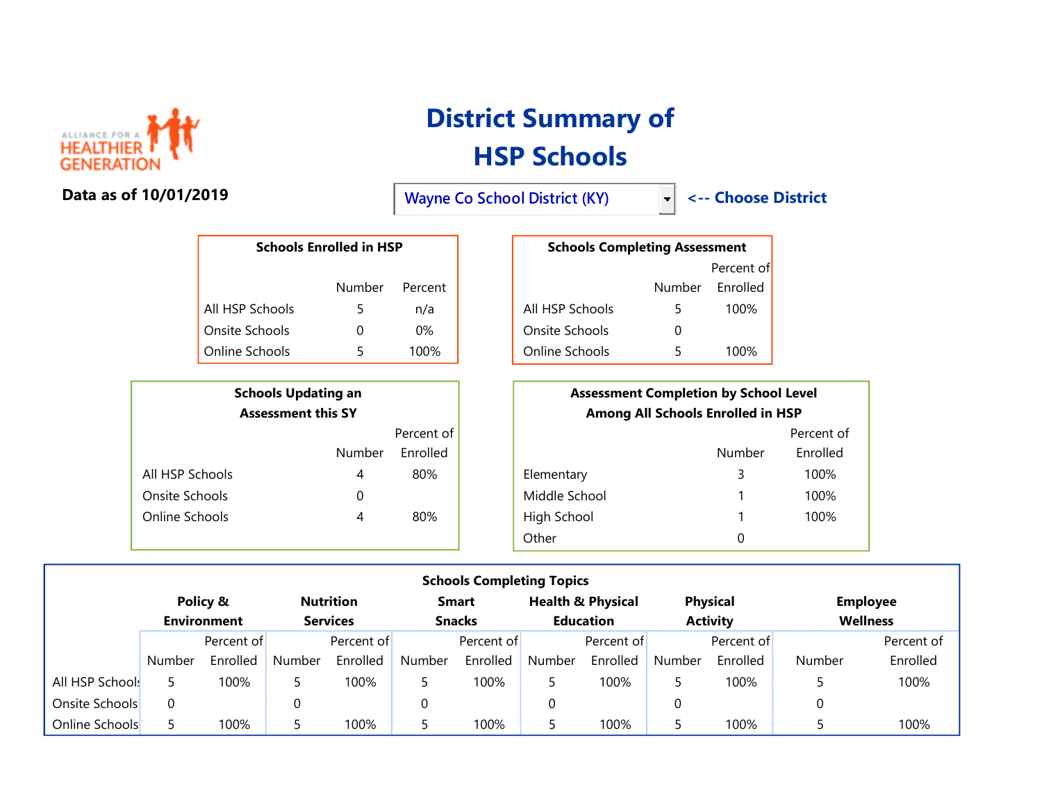ALLIANCE FOR A HEALTHIER GENERATION

# District Summary of HSP Schools

**Data as of 10/01/2019**

Wayne Co School District (KY) <-- Choose District

**Schools Enrolled in HSP**

| | Number | Percent |
|---|---|---|
| All HSP Schools | 5 | n/a |
| Onsite Schools | 0 | 0% |
| Online Schools | 5 | 100% |

**Schools Completing Assessment**

| | Number | Percent of Enrolled |
|---|---|---|
| All HSP Schools | 5 | 100% |
| Onsite Schools | 0 | |
| Online Schools | 5 | 100% |

**Schools Updating an Assessment this SY**

| | Number | Percent of Enrolled |
|---|---|---|
| All HSP Schools | 4 | 80% |
| Onsite Schools | 0 | |
| Online Schools | 4 | 80% |

**Assessment Completion by School Level Among All Schools Enrolled in HSP**

| | Number | Percent of Enrolled |
|---|---|---|
| Elementary | 3 | 100% |
| Middle School | 1 | 100% |
| High School | 1 | 100% |
| Other | 0 | |

**Schools Completing Topics**

| | Policy & Environment | | Nutrition Services | | Smart Snacks | | Health & Physical Education | | Physical Activity | | Employee Wellness | |
|---|---|---|---|---|---|---|---|---|---|---|---|---|
| | Number | Percent of Enrolled | Number | Percent of Enrolled | Number | Percent of Enrolled | Number | Percent of Enrolled | Number | Percent of Enrolled | Number | Percent of Enrolled |
| All HSP Schools | 5 | 100% | 5 | 100% | 5 | 100% | 5 | 100% | 5 | 100% | 5 | 100% |
| Onsite Schools | 0 | | 0 | | 0 | | 0 | | 0 | | 0 | |
| Online Schools | 5 | 100% | 5 | 100% | 5 | 100% | 5 | 100% | 5 | 100% | 5 | 100% |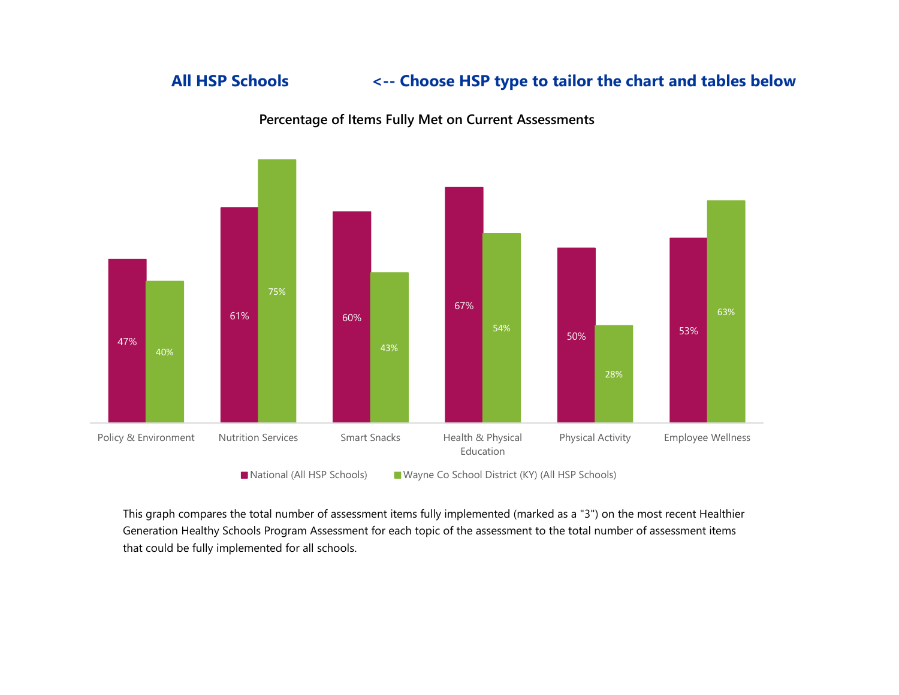**All HSP Schools** &nbsp;&nbsp;&nbsp;&nbsp; **<-- Choose HSP type to tailor the chart and tables below**

### Percentage of Items Fully Met on Current Assessments

| Topic | National (All HSP Schools) | Wayne Co School District (KY) (All HSP Schools) |
|---|---|---|
| Policy & Environment | 47% | 40% |
| Nutrition Services | 61% | 75% |
| Smart Snacks | 60% | 43% |
| Health & Physical Education | 67% | 54% |
| Physical Activity | 50% | 28% |
| Employee Wellness | 53% | 63% |

This graph compares the total number of assessment items fully implemented (marked as a "3") on the most recent Healthier Generation Healthy Schools Program Assessment for each topic of the assessment to the total number of assessment items that could be fully implemented for all schools.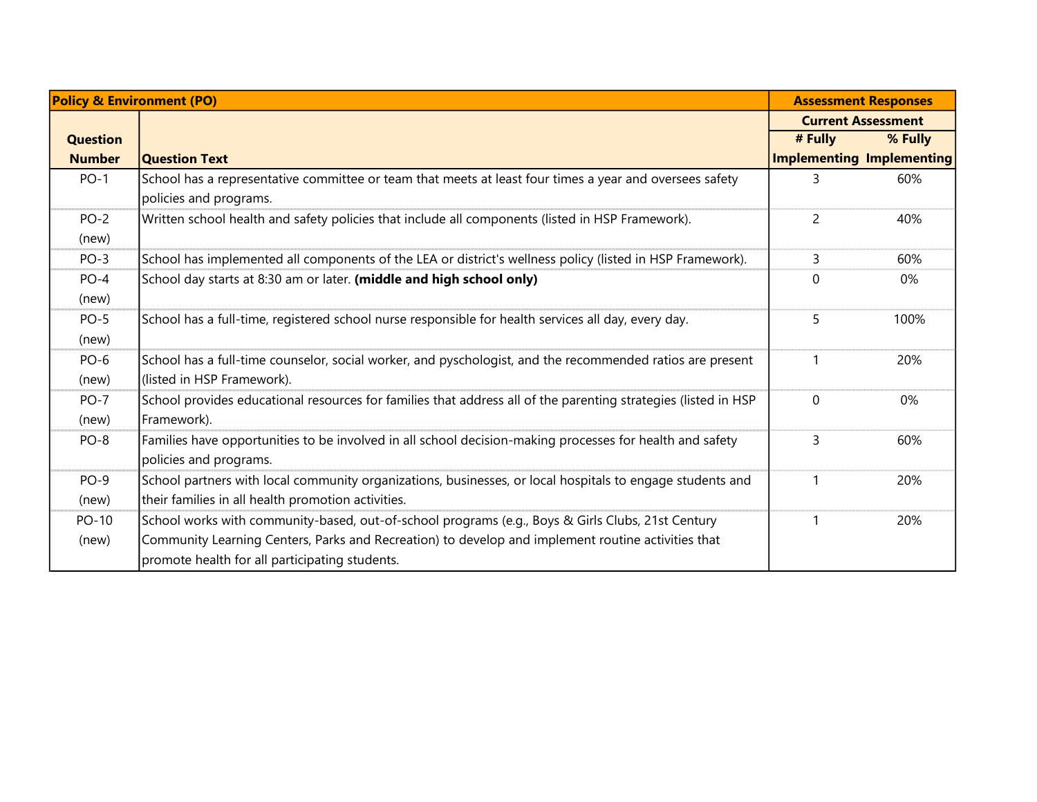| Policy & Environment (PO) | | Assessment Responses | |
|---|---|---|---|
| | | Current Assessment | |
| Question Number | Question Text | # Fully Implementing | % Fully Implementing |
| PO-1 | School has a representative committee or team that meets at least four times a year and oversees safety policies and programs. | 3 | 60% |
| PO-2 (new) | Written school health and safety policies that include all components (listed in HSP Framework). | 2 | 40% |
| PO-3 | School has implemented all components of the LEA or district's wellness policy (listed in HSP Framework). | 3 | 60% |
| PO-4 (new) | School day starts at 8:30 am or later. **(middle and high school only)** | 0 | 0% |
| PO-5 (new) | School has a full-time, registered school nurse responsible for health services all day, every day. | 5 | 100% |
| PO-6 (new) | School has a full-time counselor, social worker, and pyschologist, and the recommended ratios are present (listed in HSP Framework). | 1 | 20% |
| PO-7 (new) | School provides educational resources for families that address all of the parenting strategies (listed in HSP Framework). | 0 | 0% |
| PO-8 | Families have opportunities to be involved in all school decision-making processes for health and safety policies and programs. | 3 | 60% |
| PO-9 (new) | School partners with local community organizations, businesses, or local hospitals to engage students and their families in all health promotion activities. | 1 | 20% |
| PO-10 (new) | School works with community-based, out-of-school programs (e.g., Boys & Girls Clubs, 21st Century Community Learning Centers, Parks and Recreation) to develop and implement routine activities that promote health for all participating students. | 1 | 20% |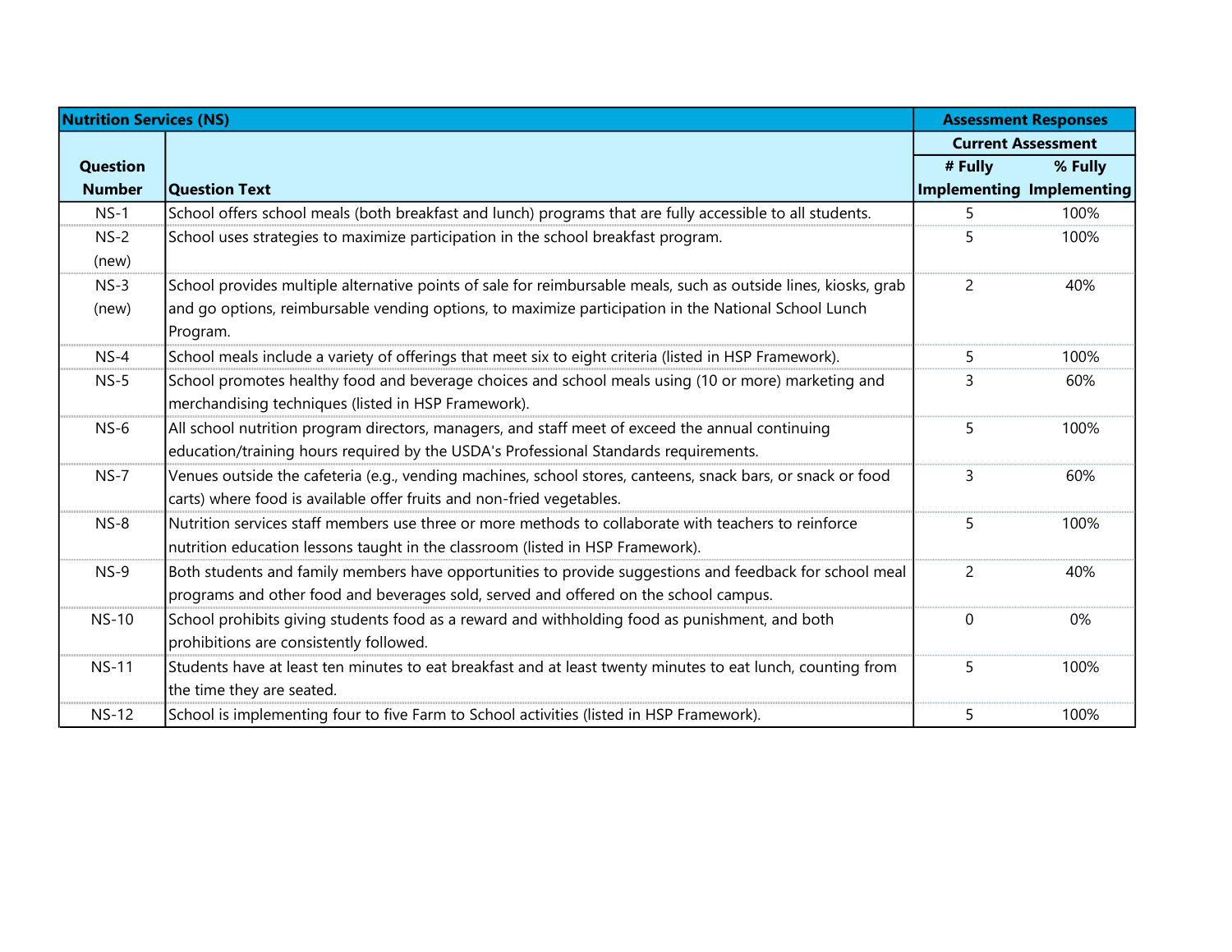| Nutrition Services (NS) | | Assessment Responses | |
|---|---|---|---|
| | | Current Assessment | |
| Question Number | Question Text | # Fully Implementing | % Fully Implementing |
| NS-1 | School offers school meals (both breakfast and lunch) programs that are fully accessible to all students. | 5 | 100% |
| NS-2 (new) | School uses strategies to maximize participation in the school breakfast program. | 5 | 100% |
| NS-3 (new) | School provides multiple alternative points of sale for reimbursable meals, such as outside lines, kiosks, grab and go options, reimbursable vending options, to maximize participation in the National School Lunch Program. | 2 | 40% |
| NS-4 | School meals include a variety of offerings that meet six to eight criteria (listed in HSP Framework). | 5 | 100% |
| NS-5 | School promotes healthy food and beverage choices and school meals using (10 or more) marketing and merchandising techniques (listed in HSP Framework). | 3 | 60% |
| NS-6 | All school nutrition program directors, managers, and staff meet of exceed the annual continuing education/training hours required by the USDA's Professional Standards requirements. | 5 | 100% |
| NS-7 | Venues outside the cafeteria (e.g., vending machines, school stores, canteens, snack bars, or snack or food carts) where food is available offer fruits and non-fried vegetables. | 3 | 60% |
| NS-8 | Nutrition services staff members use three or more methods to collaborate with teachers to reinforce nutrition education lessons taught in the classroom (listed in HSP Framework). | 5 | 100% |
| NS-9 | Both students and family members have opportunities to provide suggestions and feedback for school meal programs and other food and beverages sold, served and offered on the school campus. | 2 | 40% |
| NS-10 | School prohibits giving students food as a reward and withholding food as punishment, and both prohibitions are consistently followed. | 0 | 0% |
| NS-11 | Students have at least ten minutes to eat breakfast and at least twenty minutes to eat lunch, counting from the time they are seated. | 5 | 100% |
| NS-12 | School is implementing four to five Farm to School activities (listed in HSP Framework). | 5 | 100% |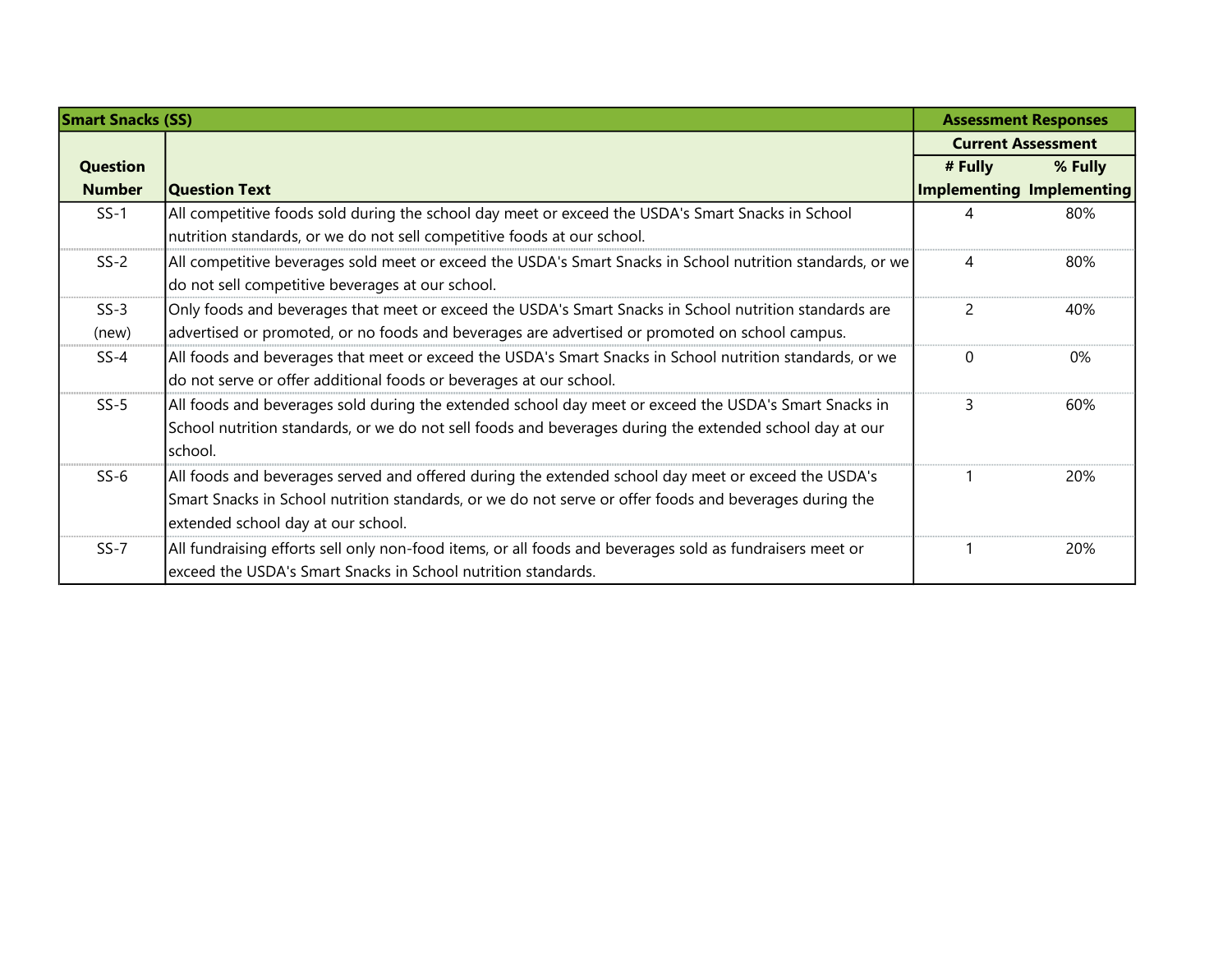| Smart Snacks (SS) | | Assessment Responses | |
|---|---|---|---|
| | | Current Assessment | |
| Question Number | Question Text | # Fully Implementing | % Fully Implementing |
| SS-1 | All competitive foods sold during the school day meet or exceed the USDA's Smart Snacks in School nutrition standards, or we do not sell competitive foods at our school. | 4 | 80% |
| SS-2 | All competitive beverages sold meet or exceed the USDA's Smart Snacks in School nutrition standards, or we do not sell competitive beverages at our school. | 4 | 80% |
| SS-3 (new) | Only foods and beverages that meet or exceed the USDA's Smart Snacks in School nutrition standards are advertised or promoted, or no foods and beverages are advertised or promoted on school campus. | 2 | 40% |
| SS-4 | All foods and beverages that meet or exceed the USDA's Smart Snacks in School nutrition standards, or we do not serve or offer additional foods or beverages at our school. | 0 | 0% |
| SS-5 | All foods and beverages sold during the extended school day meet or exceed the USDA's Smart Snacks in School nutrition standards, or we do not sell foods and beverages during the extended school day at our school. | 3 | 60% |
| SS-6 | All foods and beverages served and offered during the extended school day meet or exceed the USDA's Smart Snacks in School nutrition standards, or we do not serve or offer foods and beverages during the extended school day at our school. | 1 | 20% |
| SS-7 | All fundraising efforts sell only non-food items, or all foods and beverages sold as fundraisers meet or exceed the USDA's Smart Snacks in School nutrition standards. | 1 | 20% |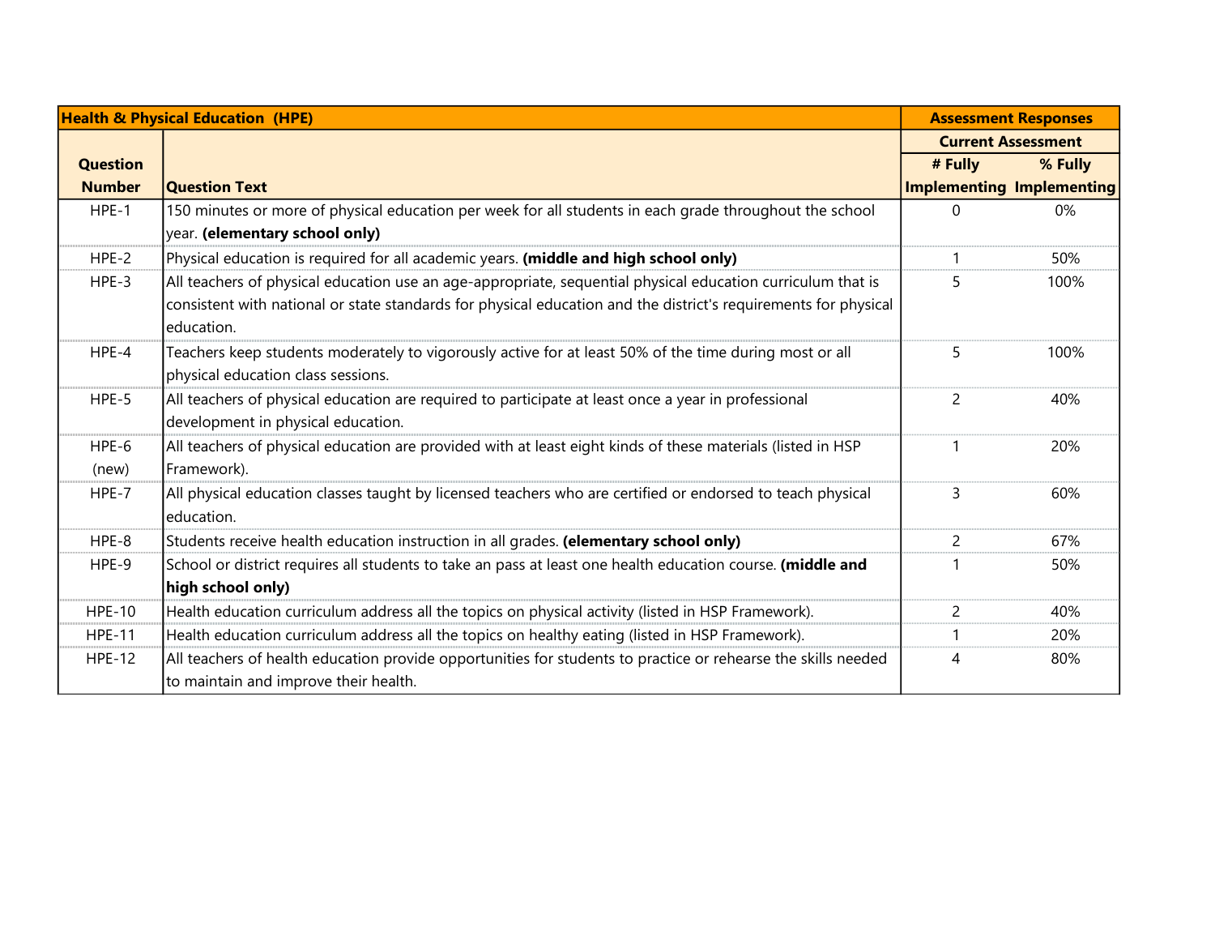| Health & Physical Education (HPE) | | Assessment Responses | |
|---|---|---|---|
| | | Current Assessment | |
| Question Number | Question Text | # Fully Implementing | % Fully Implementing |
| HPE-1 | 150 minutes or more of physical education per week for all students in each grade throughout the school year. **(elementary school only)** | 0 | 0% |
| HPE-2 | Physical education is required for all academic years. **(middle and high school only)** | 1 | 50% |
| HPE-3 | All teachers of physical education use an age-appropriate, sequential physical education curriculum that is consistent with national or state standards for physical education and the district's requirements for physical education. | 5 | 100% |
| HPE-4 | Teachers keep students moderately to vigorously active for at least 50% of the time during most or all physical education class sessions. | 5 | 100% |
| HPE-5 | All teachers of physical education are required to participate at least once a year in professional development in physical education. | 2 | 40% |
| HPE-6 (new) | All teachers of physical education are provided with at least eight kinds of these materials (listed in HSP Framework). | 1 | 20% |
| HPE-7 | All physical education classes taught by licensed teachers who are certified or endorsed to teach physical education. | 3 | 60% |
| HPE-8 | Students receive health education instruction in all grades. **(elementary school only)** | 2 | 67% |
| HPE-9 | School or district requires all students to take an pass at least one health education course. **(middle and high school only)** | 1 | 50% |
| HPE-10 | Health education curriculum address all the topics on physical activity (listed in HSP Framework). | 2 | 40% |
| HPE-11 | Health education curriculum address all the topics on healthy eating (listed in HSP Framework). | 1 | 20% |
| HPE-12 | All teachers of health education provide opportunities for students to practice or rehearse the skills needed to maintain and improve their health. | 4 | 80% |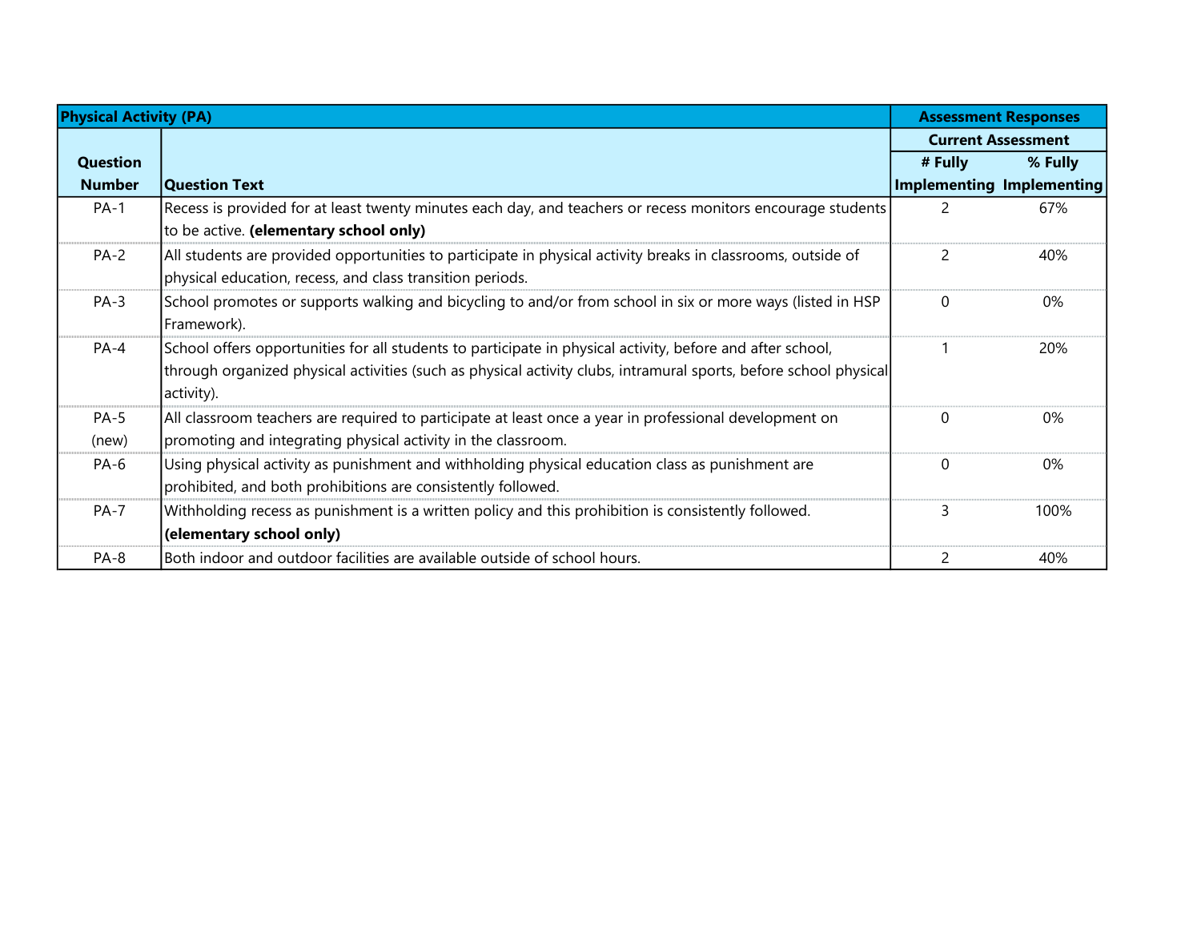| Physical Activity (PA) | | Assessment Responses | |
|---|---|---|---|
| | | Current Assessment | |
| Question Number | Question Text | # Fully Implementing | % Fully Implementing |
| PA-1 | Recess is provided for at least twenty minutes each day, and teachers or recess monitors encourage students to be active. **(elementary school only)** | 2 | 67% |
| PA-2 | All students are provided opportunities to participate in physical activity breaks in classrooms, outside of physical education, recess, and class transition periods. | 2 | 40% |
| PA-3 | School promotes or supports walking and bicycling to and/or from school in six or more ways (listed in HSP Framework). | 0 | 0% |
| PA-4 | School offers opportunities for all students to participate in physical activity, before and after school, through organized physical activities (such as physical activity clubs, intramural sports, before school physical activity). | 1 | 20% |
| PA-5 (new) | All classroom teachers are required to participate at least once a year in professional development on promoting and integrating physical activity in the classroom. | 0 | 0% |
| PA-6 | Using physical activity as punishment and withholding physical education class as punishment are prohibited, and both prohibitions are consistently followed. | 0 | 0% |
| PA-7 | Withholding recess as punishment is a written policy and this prohibition is consistently followed. **(elementary school only)** | 3 | 100% |
| PA-8 | Both indoor and outdoor facilities are available outside of school hours. | 2 | 40% |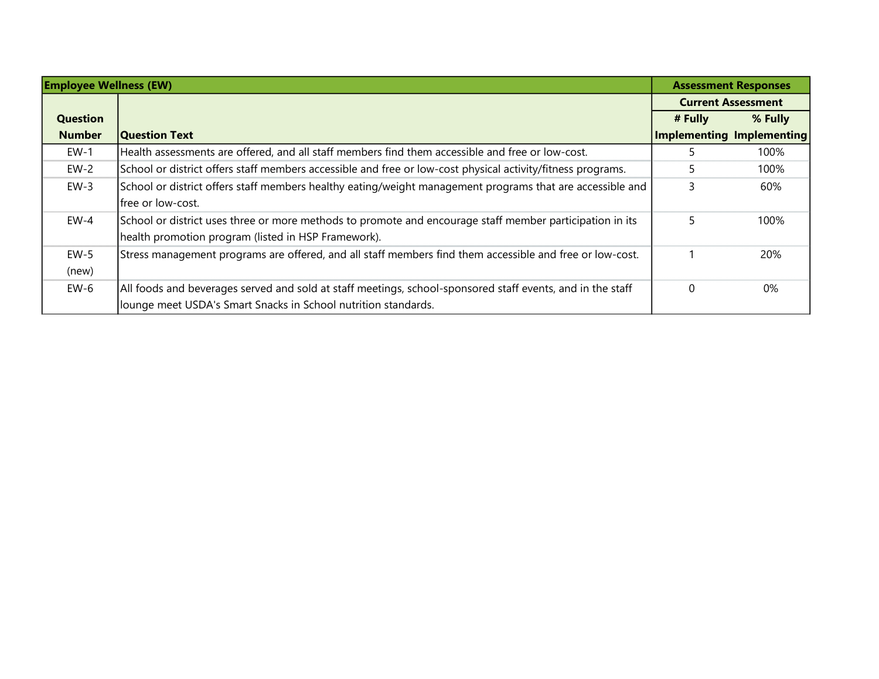| Employee Wellness (EW) | | Assessment Responses | |
|---|---|---|---|
| | | Current Assessment | |
| Question Number | Question Text | # Fully Implementing | % Fully Implementing |
| EW-1 | Health assessments are offered, and all staff members find them accessible and free or low-cost. | 5 | 100% |
| EW-2 | School or district offers staff members accessible and free or low-cost physical activity/fitness programs. | 5 | 100% |
| EW-3 | School or district offers staff members healthy eating/weight management programs that are accessible and free or low-cost. | 3 | 60% |
| EW-4 | School or district uses three or more methods to promote and encourage staff member participation in its health promotion program (listed in HSP Framework). | 5 | 100% |
| EW-5 (new) | Stress management programs are offered, and all staff members find them accessible and free or low-cost. | 1 | 20% |
| EW-6 | All foods and beverages served and sold at staff meetings, school-sponsored staff events, and in the staff lounge meet USDA's Smart Snacks in School nutrition standards. | 0 | 0% |